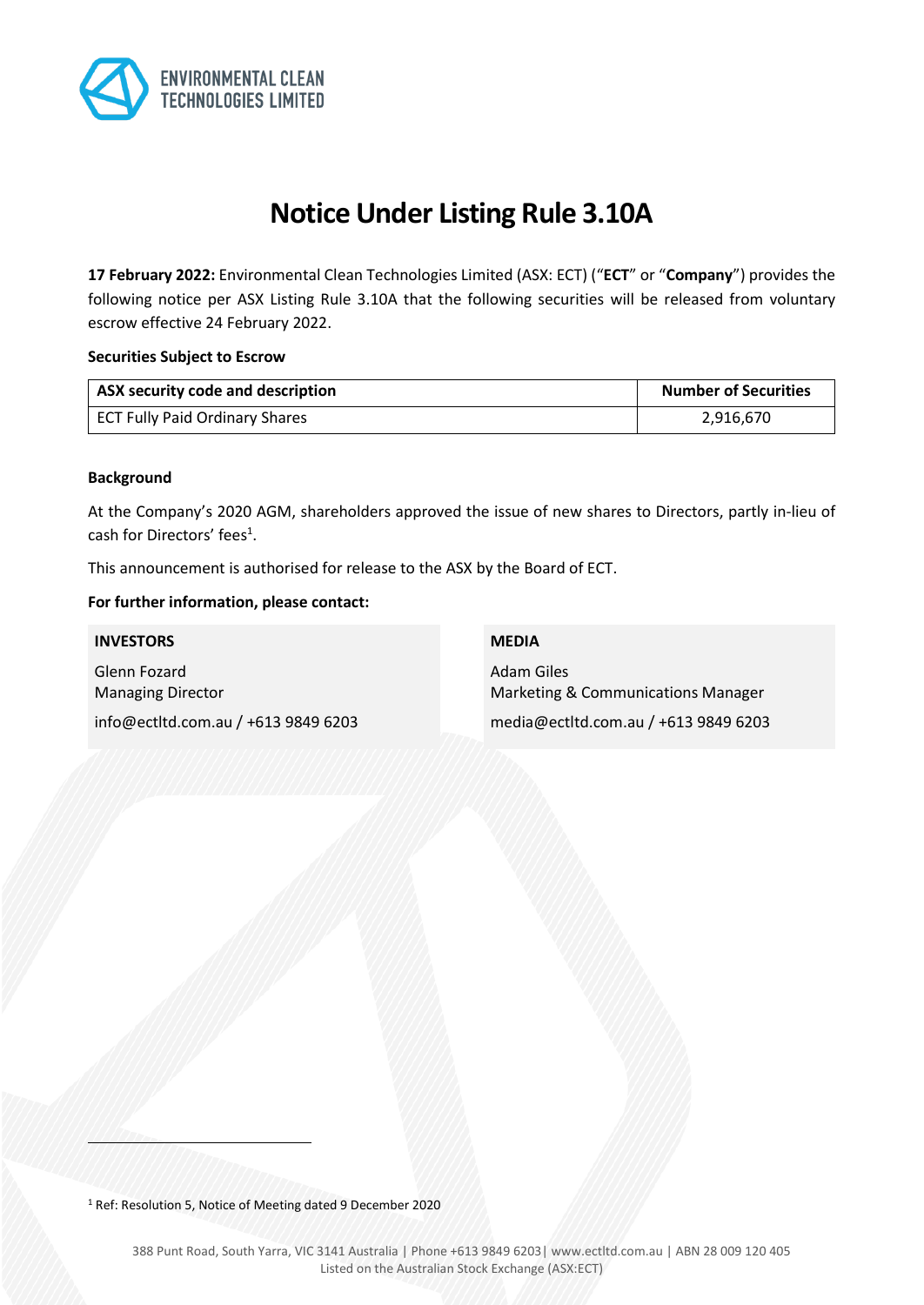# Notice Under Listing Rule 3.10A

**17 February 2022:** Environmental Clean Technologies Limited (ASX: ECT) ("**ECT**" or "**Company**") provides the following notice per ASX Listing Rule 3.10A that the following securities will be released from voluntary escrow effective 24 February 2022.

**Securities Subject to Escrow**

| ASX security code and description | Number of Securities |
|---|---|
| ECT Fully Paid Ordinary Shares | 2,916,670 |

**Background**

At the Company's 2020 AGM, shareholders approved the issue of new shares to Directors, partly in-lieu of cash for Directors' fees[1].

This announcement is authorised for release to the ASX by the Board of ECT.

**For further information, please contact:**

**INVESTORS**

Glenn Fozard
Managing Director
info@ectltd.com.au / +613 9849 6203

**MEDIA**

Adam Giles
Marketing & Communications Manager
media@ectltd.com.au / +613 9849 6203

[1] Ref: Resolution 5, Notice of Meeting dated 9 December 2020

388 Punt Road, South Yarra, VIC 3141 Australia | Phone +613 9849 6203| www.ectltd.com.au | ABN 28 009 120 405
Listed on the Australian Stock Exchange (ASX:ECT)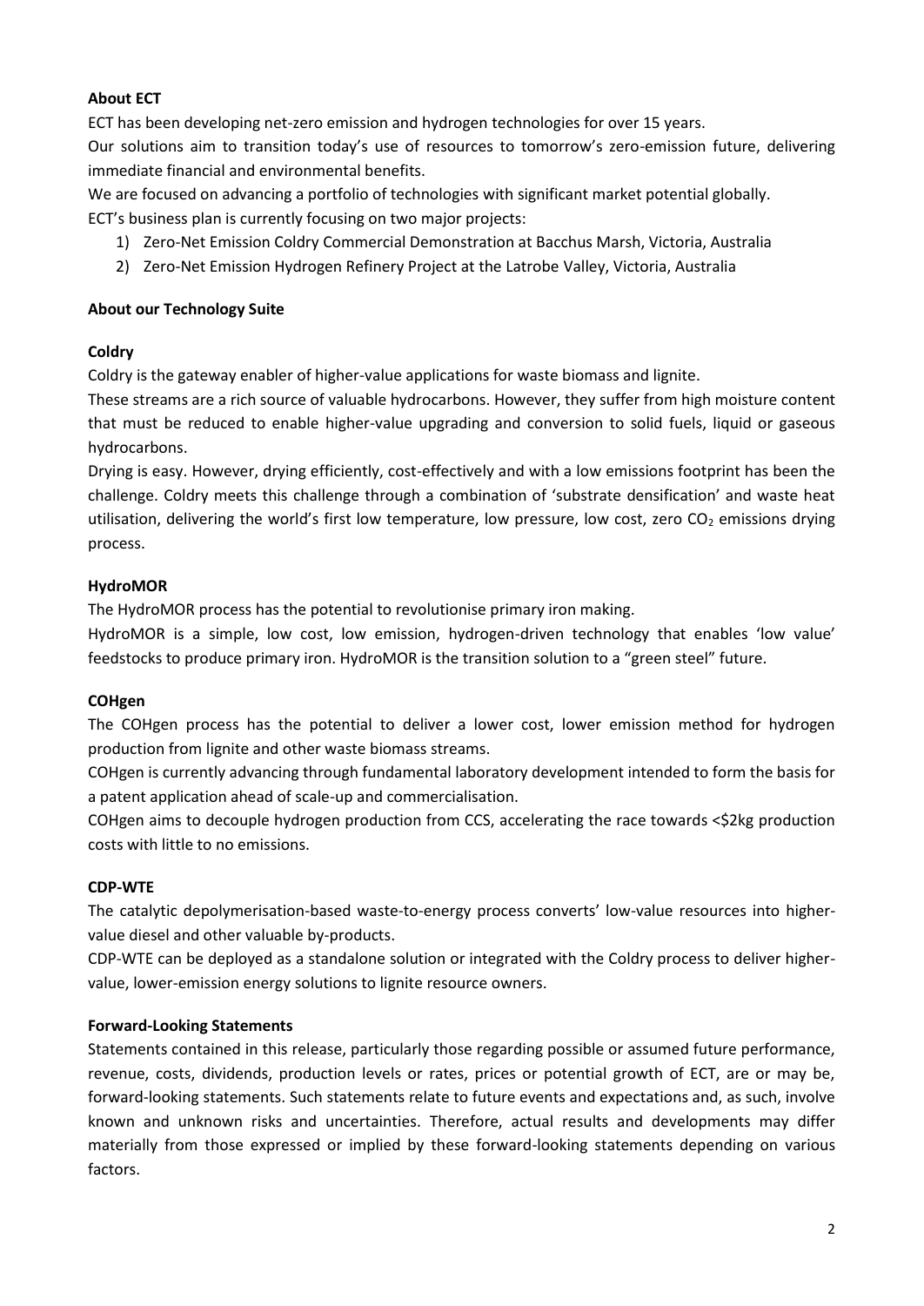**About ECT**

ECT has been developing net-zero emission and hydrogen technologies for over 15 years.

Our solutions aim to transition today's use of resources to tomorrow's zero-emission future, delivering immediate financial and environmental benefits.

We are focused on advancing a portfolio of technologies with significant market potential globally.

ECT's business plan is currently focusing on two major projects:

1) Zero-Net Emission Coldry Commercial Demonstration at Bacchus Marsh, Victoria, Australia
2) Zero-Net Emission Hydrogen Refinery Project at the Latrobe Valley, Victoria, Australia

**About our Technology Suite**

**Coldry**

Coldry is the gateway enabler of higher-value applications for waste biomass and lignite.

These streams are a rich source of valuable hydrocarbons. However, they suffer from high moisture content that must be reduced to enable higher-value upgrading and conversion to solid fuels, liquid or gaseous hydrocarbons.

Drying is easy. However, drying efficiently, cost-effectively and with a low emissions footprint has been the challenge. Coldry meets this challenge through a combination of 'substrate densification' and waste heat utilisation, delivering the world's first low temperature, low pressure, low cost, zero $CO_2$ emissions drying process.

**HydroMOR**

The HydroMOR process has the potential to revolutionise primary iron making.

HydroMOR is a simple, low cost, low emission, hydrogen-driven technology that enables 'low value' feedstocks to produce primary iron. HydroMOR is the transition solution to a "green steel" future.

**COHgen**

The COHgen process has the potential to deliver a lower cost, lower emission method for hydrogen production from lignite and other waste biomass streams.

COHgen is currently advancing through fundamental laboratory development intended to form the basis for a patent application ahead of scale-up and commercialisation.

COHgen aims to decouple hydrogen production from CCS, accelerating the race towards <$2kg production costs with little to no emissions.

**CDP-WTE**

The catalytic depolymerisation-based waste-to-energy process converts' low-value resources into higher-value diesel and other valuable by-products.

CDP-WTE can be deployed as a standalone solution or integrated with the Coldry process to deliver higher-value, lower-emission energy solutions to lignite resource owners.

**Forward-Looking Statements**

Statements contained in this release, particularly those regarding possible or assumed future performance, revenue, costs, dividends, production levels or rates, prices or potential growth of ECT, are or may be, forward-looking statements. Such statements relate to future events and expectations and, as such, involve known and unknown risks and uncertainties. Therefore, actual results and developments may differ materially from those expressed or implied by these forward-looking statements depending on various factors.